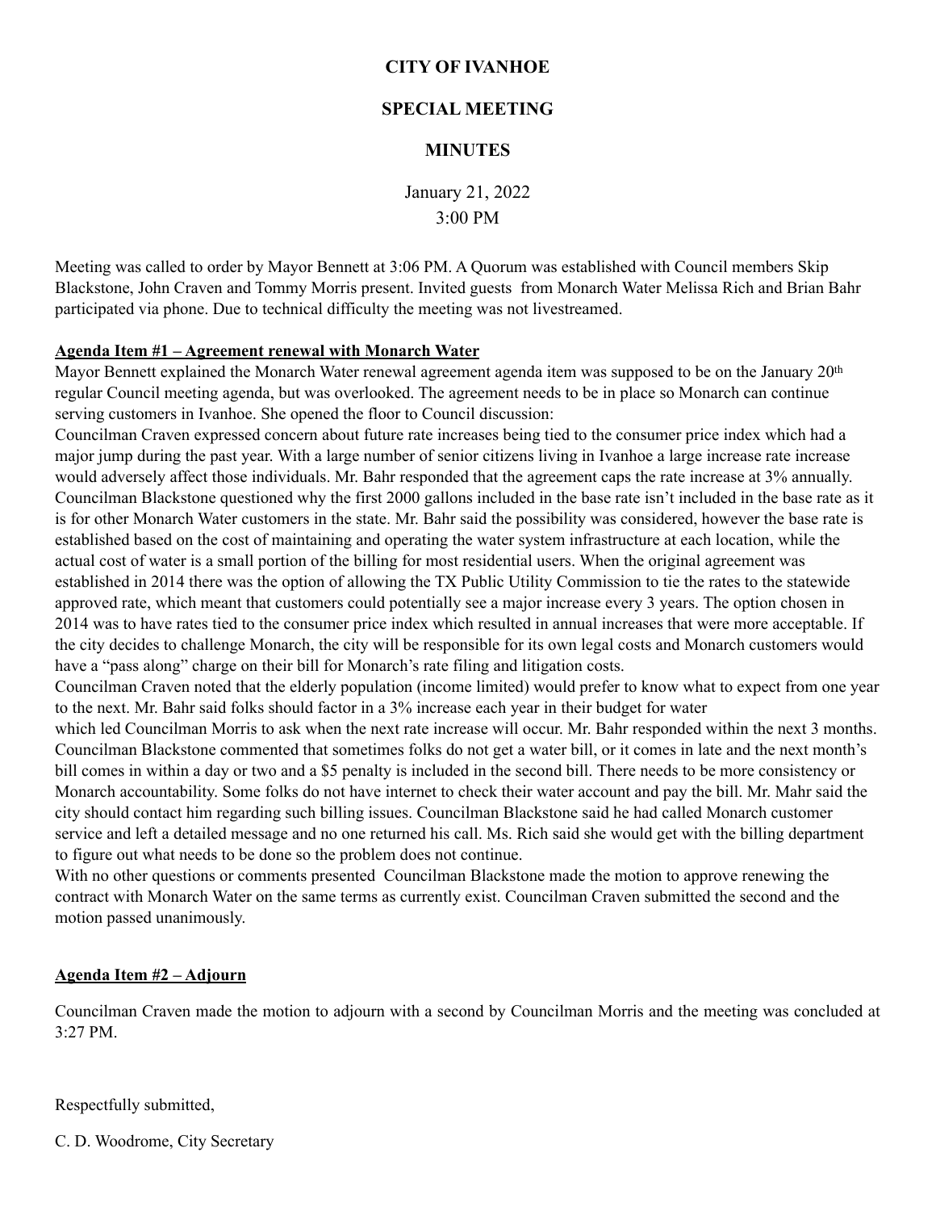# CITY OF IVANHOE

## SPECIAL MEETING

## MINUTES

January 21, 2022
3:00 PM

Meeting was called to order by Mayor Bennett at 3:06 PM. A Quorum was established with Council members Skip Blackstone, John Craven and Tommy Morris present. Invited guests from Monarch Water Melissa Rich and Brian Bahr participated via phone. Due to technical difficulty the meeting was not livestreamed.

**Agenda Item #1 – Agreement renewal with Monarch Water**

Mayor Bennett explained the Monarch Water renewal agreement agenda item was supposed to be on the January 20th regular Council meeting agenda, but was overlooked. The agreement needs to be in place so Monarch can continue serving customers in Ivanhoe. She opened the floor to Council discussion:

Councilman Craven expressed concern about future rate increases being tied to the consumer price index which had a major jump during the past year. With a large number of senior citizens living in Ivanhoe a large increase rate increase would adversely affect those individuals. Mr. Bahr responded that the agreement caps the rate increase at 3% annually.

Councilman Blackstone questioned why the first 2000 gallons included in the base rate isn't included in the base rate as it is for other Monarch Water customers in the state. Mr. Bahr said the possibility was considered, however the base rate is established based on the cost of maintaining and operating the water system infrastructure at each location, while the actual cost of water is a small portion of the billing for most residential users. When the original agreement was established in 2014 there was the option of allowing the TX Public Utility Commission to tie the rates to the statewide approved rate, which meant that customers could potentially see a major increase every 3 years. The option chosen in 2014 was to have rates tied to the consumer price index which resulted in annual increases that were more acceptable. If the city decides to challenge Monarch, the city will be responsible for its own legal costs and Monarch customers would have a "pass along" charge on their bill for Monarch's rate filing and litigation costs.

Councilman Craven noted that the elderly population (income limited) would prefer to know what to expect from one year to the next. Mr. Bahr said folks should factor in a 3% increase each year in their budget for water which led Councilman Morris to ask when the next rate increase will occur. Mr. Bahr responded within the next 3 months.

Councilman Blackstone commented that sometimes folks do not get a water bill, or it comes in late and the next month's bill comes in within a day or two and a $5 penalty is included in the second bill. There needs to be more consistency or Monarch accountability. Some folks do not have internet to check their water account and pay the bill. Mr. Mahr said the city should contact him regarding such billing issues. Councilman Blackstone said he had called Monarch customer service and left a detailed message and no one returned his call. Ms. Rich said she would get with the billing department to figure out what needs to be done so the problem does not continue.

With no other questions or comments presented Councilman Blackstone made the motion to approve renewing the contract with Monarch Water on the same terms as currently exist. Councilman Craven submitted the second and the motion passed unanimously.

**Agenda Item #2 – Adjourn**

Councilman Craven made the motion to adjourn with a second by Councilman Morris and the meeting was concluded at 3:27 PM.

Respectfully submitted,

C. D. Woodrome, City Secretary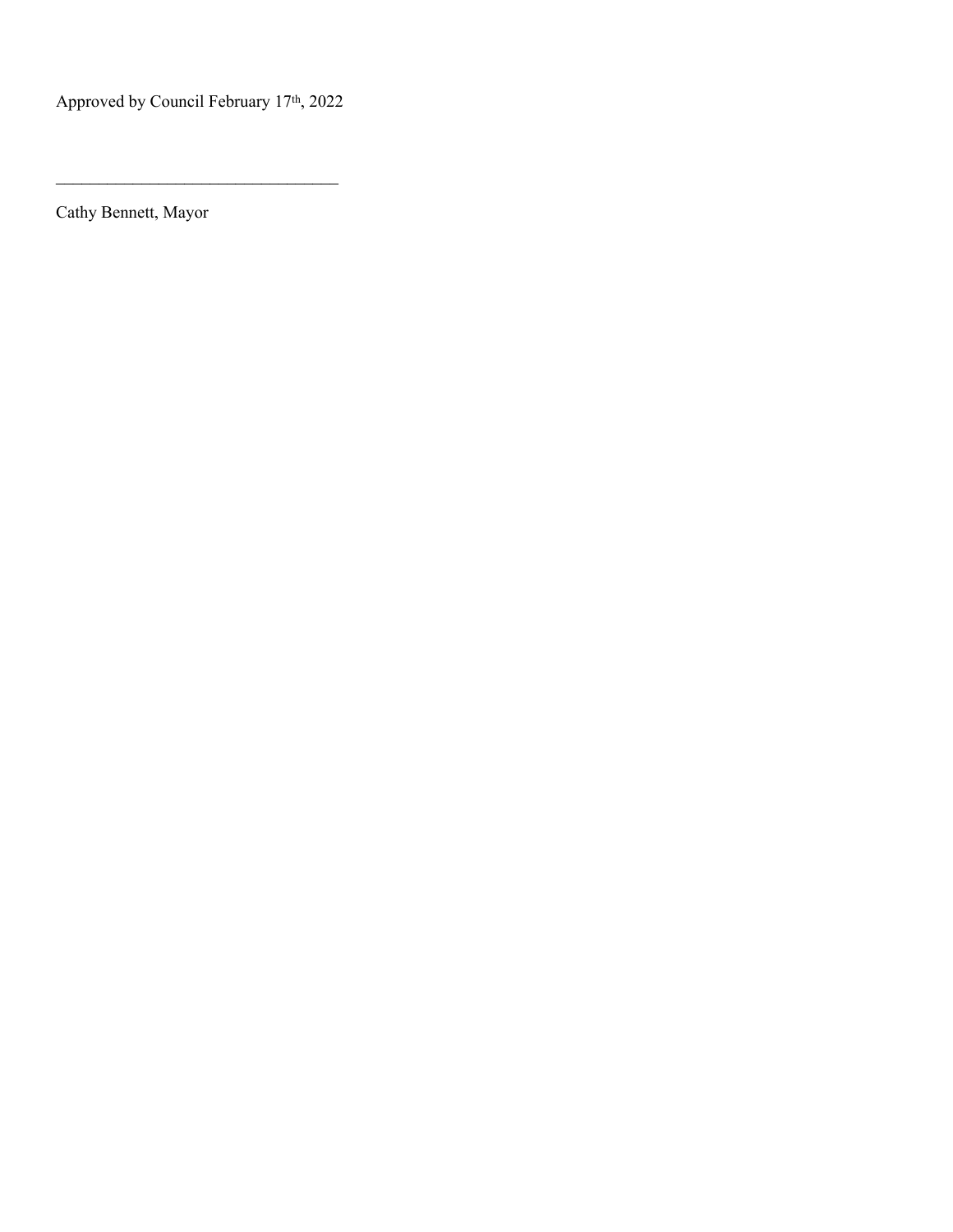Approved by Council February 17th, 2022

_________________________________

Cathy Bennett, Mayor